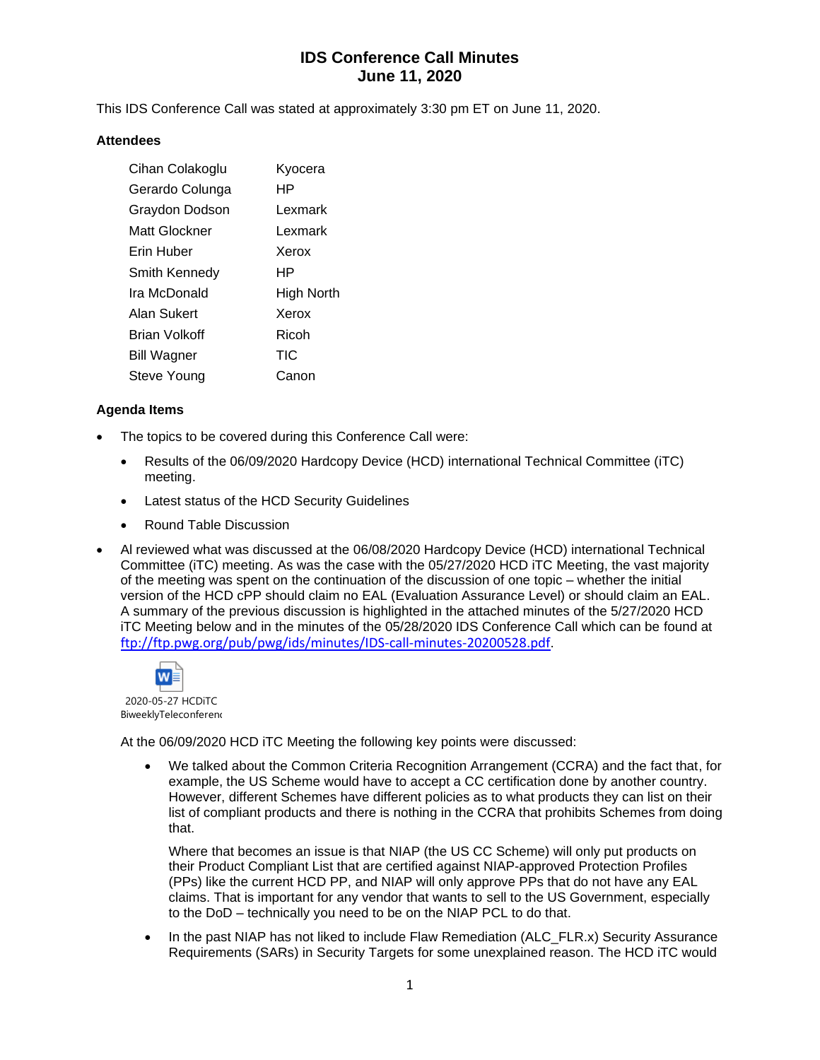# IDS Conference Call Minutes
# June 11, 2020

This IDS Conference Call was stated at approximately 3:30 pm ET on June 11, 2020.

### Attendees

| | |
|---|---|
| Cihan Colakoglu | Kyocera |
| Gerardo Colunga | HP |
| Graydon Dodson | Lexmark |
| Matt Glockner | Lexmark |
| Erin Huber | Xerox |
| Smith Kennedy | HP |
| Ira McDonald | High North |
| Alan Sukert | Xerox |
| Brian Volkoff | Ricoh |
| Bill Wagner | TIC |
| Steve Young | Canon |

### Agenda Items

- The topics to be covered during this Conference Call were:
  - Results of the 06/09/2020 Hardcopy Device (HCD) international Technical Committee (iTC) meeting.
  - Latest status of the HCD Security Guidelines
  - Round Table Discussion
- Al reviewed what was discussed at the 06/08/2020 Hardcopy Device (HCD) international Technical Committee (iTC) meeting. As was the case with the 05/27/2020 HCD iTC Meeting, the vast majority of the meeting was spent on the continuation of the discussion of one topic – whether the initial version of the HCD cPP should claim no EAL (Evaluation Assurance Level) or should claim an EAL. A summary of the previous discussion is highlighted in the attached minutes of the 5/27/2020 HCD iTC Meeting below and in the minutes of the 05/28/2020 IDS Conference Call which can be found at [ftp://ftp.pwg.org/pub/pwg/ids/minutes/IDS-call-minutes-20200528.pdf](ftp://ftp.pwg.org/pub/pwg/ids/minutes/IDS-call-minutes-20200528.pdf).

  2020-05-27 HCDiTC BiweeklyTeleconferen

  At the 06/09/2020 HCD iTC Meeting the following key points were discussed:

  - We talked about the Common Criteria Recognition Arrangement (CCRA) and the fact that, for example, the US Scheme would have to accept a CC certification done by another country. However, different Schemes have different policies as to what products they can list on their list of compliant products and there is nothing in the CCRA that prohibits Schemes from doing that.

    Where that becomes an issue is that NIAP (the US CC Scheme) will only put products on their Product Compliant List that are certified against NIAP-approved Protection Profiles (PPs) like the current HCD PP, and NIAP will only approve PPs that do not have any EAL claims. That is important for any vendor that wants to sell to the US Government, especially to the DoD – technically you need to be on the NIAP PCL to do that.
  - In the past NIAP has not liked to include Flaw Remediation (ALC_FLR.x) Security Assurance Requirements (SARs) in Security Targets for some unexplained reason. The HCD iTC would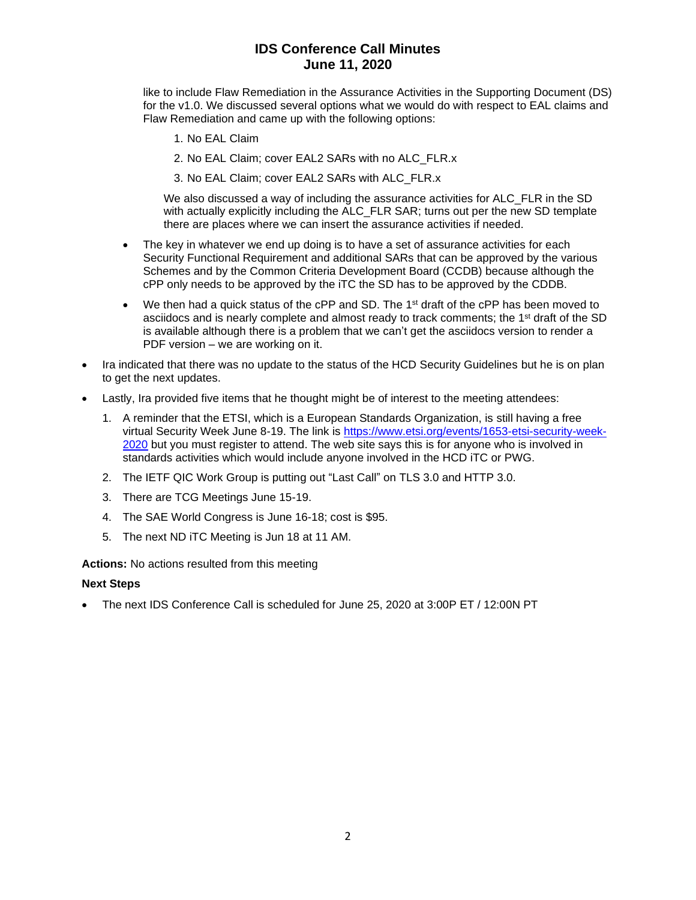like to include Flaw Remediation in the Assurance Activities in the Supporting Document (DS) for the v1.0. We discussed several options what we would do with respect to EAL claims and Flaw Remediation and came up with the following options:

    1. No EAL Claim
    2. No EAL Claim; cover EAL2 SARs with no ALC_FLR.x
    3. No EAL Claim; cover EAL2 SARs with ALC_FLR.x

    We also discussed a way of including the assurance activities for ALC_FLR in the SD with actually explicitly including the ALC_FLR SAR; turns out per the new SD template there are places where we can insert the assurance activities if needed.

  - The key in whatever we end up doing is to have a set of assurance activities for each Security Functional Requirement and additional SARs that can be approved by the various Schemes and by the Common Criteria Development Board (CCDB) because although the cPP only needs to be approved by the iTC the SD has to be approved by the CDDB.
  - We then had a quick status of the cPP and SD. The 1st draft of the cPP has been moved to asciidocs and is nearly complete and almost ready to track comments; the 1st draft of the SD is available although there is a problem that we can't get the asciidocs version to render a PDF version – we are working on it.

- Ira indicated that there was no update to the status of the HCD Security Guidelines but he is on plan to get the next updates.
- Lastly, Ira provided five items that he thought might be of interest to the meeting attendees:
  1. A reminder that the ETSI, which is a European Standards Organization, is still having a free virtual Security Week June 8-19. The link is https://www.etsi.org/events/1653-etsi-security-week-2020 but you must register to attend. The web site says this is for anyone who is involved in standards activities which would include anyone involved in the HCD iTC or PWG.
  2. The IETF QIC Work Group is putting out "Last Call" on TLS 3.0 and HTTP 3.0.
  3. There are TCG Meetings June 15-19.
  4. The SAE World Congress is June 16-18; cost is $95.
  5. The next ND iTC Meeting is Jun 18 at 11 AM.

**Actions:** No actions resulted from this meeting

**Next Steps**

- The next IDS Conference Call is scheduled for June 25, 2020 at 3:00P ET / 12:00N PT